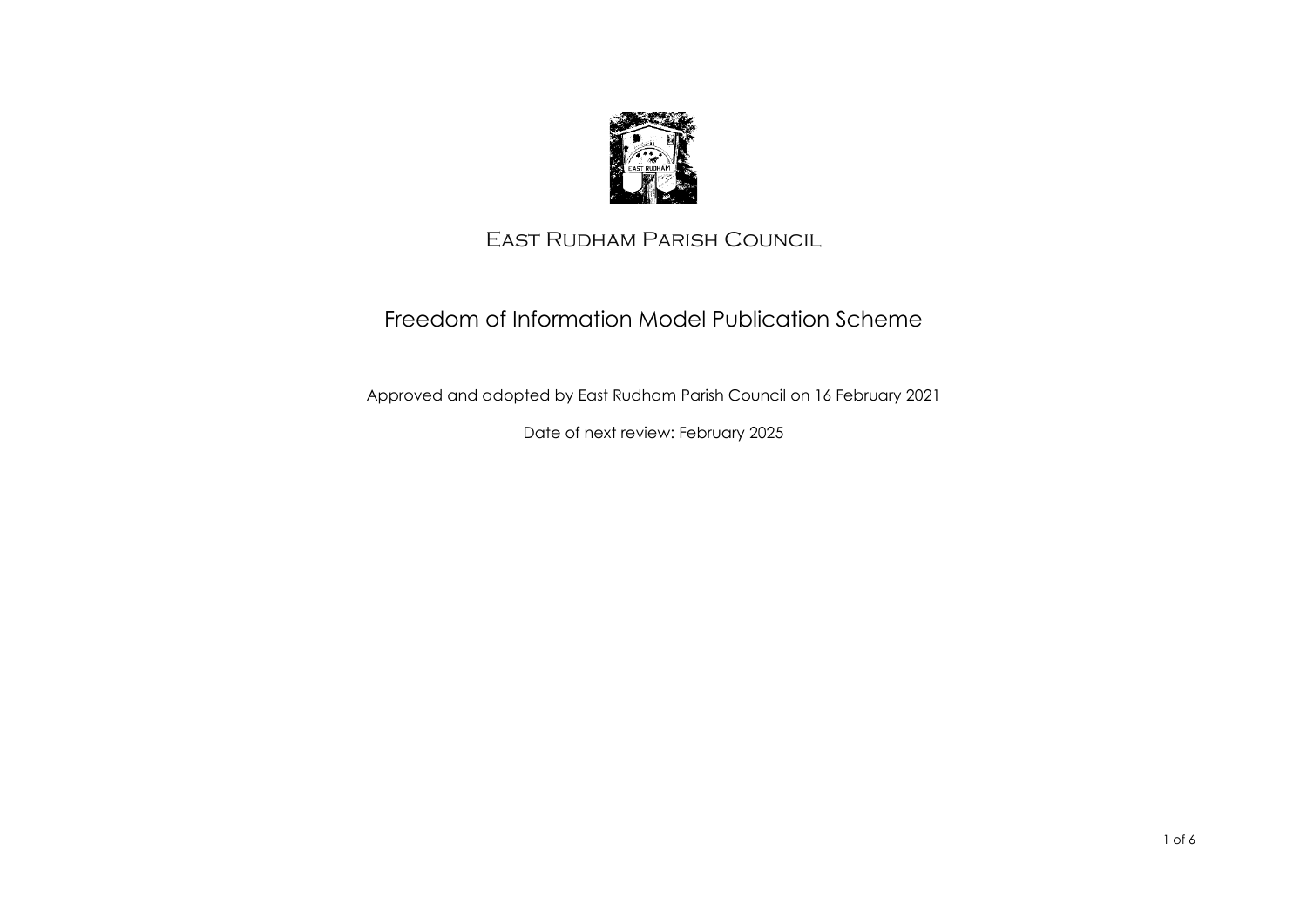# East Rudham Parish Council

## Freedom of Information Model Publication Scheme

Approved and adopted by East Rudham Parish Council on 16 February 2021

Date of next review: February 2025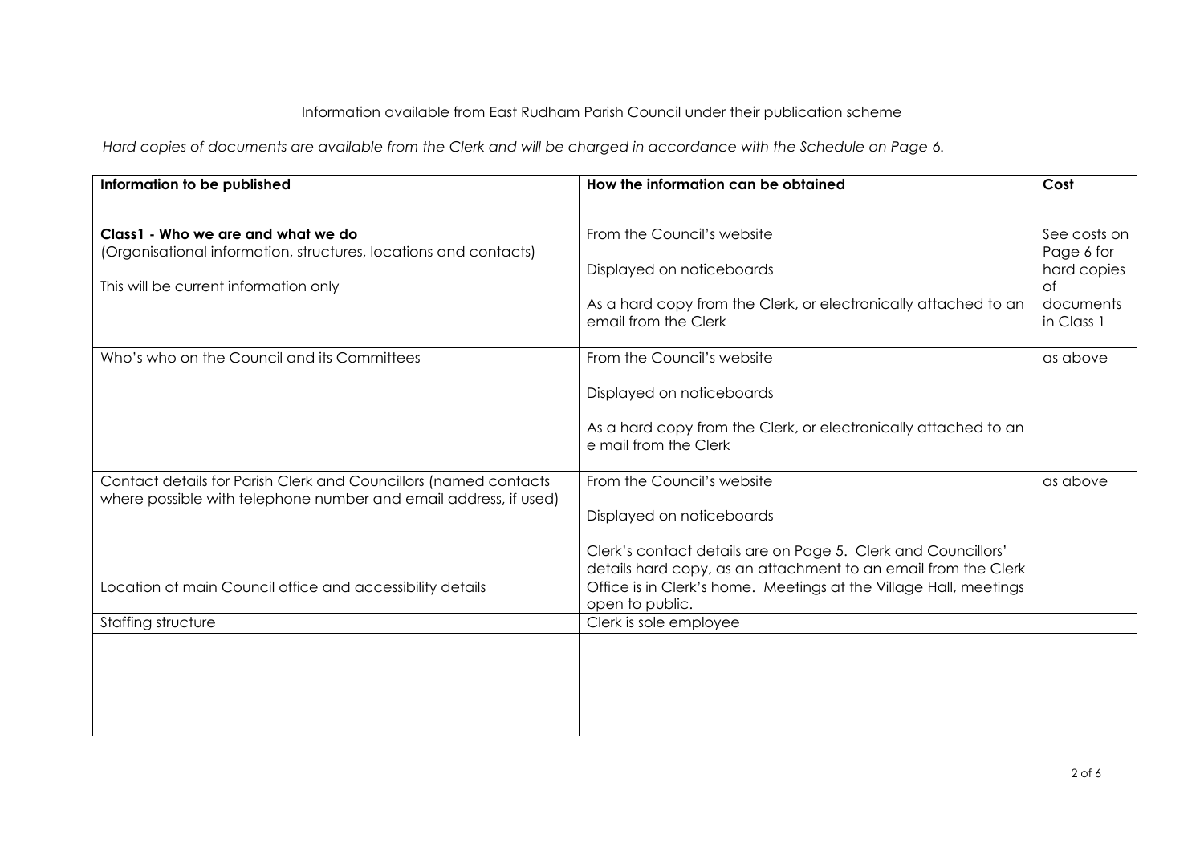Information available from East Rudham Parish Council under their publication scheme

*Hard copies of documents are available from the Clerk and will be charged in accordance with the Schedule on Page 6.*

| Information to be published | How the information can be obtained | Cost |
|---|---|---|
| **Class1 - Who we are and what we do**<br>(Organisational information, structures, locations and contacts)<br><br>This will be current information only | From the Council's website<br><br>Displayed on noticeboards<br><br>As a hard copy from the Clerk, or electronically attached to an email from the Clerk | See costs on Page 6 for hard copies of documents in Class 1 |
| Who's who on the Council and its Committees | From the Council's website<br><br>Displayed on noticeboards<br><br>As a hard copy from the Clerk, or electronically attached to an e mail from the Clerk | as above |
| Contact details for Parish Clerk and Councillors (named contacts where possible with telephone number and email address, if used) | From the Council's website<br><br>Displayed on noticeboards<br><br>Clerk's contact details are on Page 5. Clerk and Councillors' details hard copy, as an attachment to an email from the Clerk | as above |
| Location of main Council office and accessibility details | Office is in Clerk's home. Meetings at the Village Hall, meetings open to public. | |
| Staffing structure | Clerk is sole employee | |
| | | |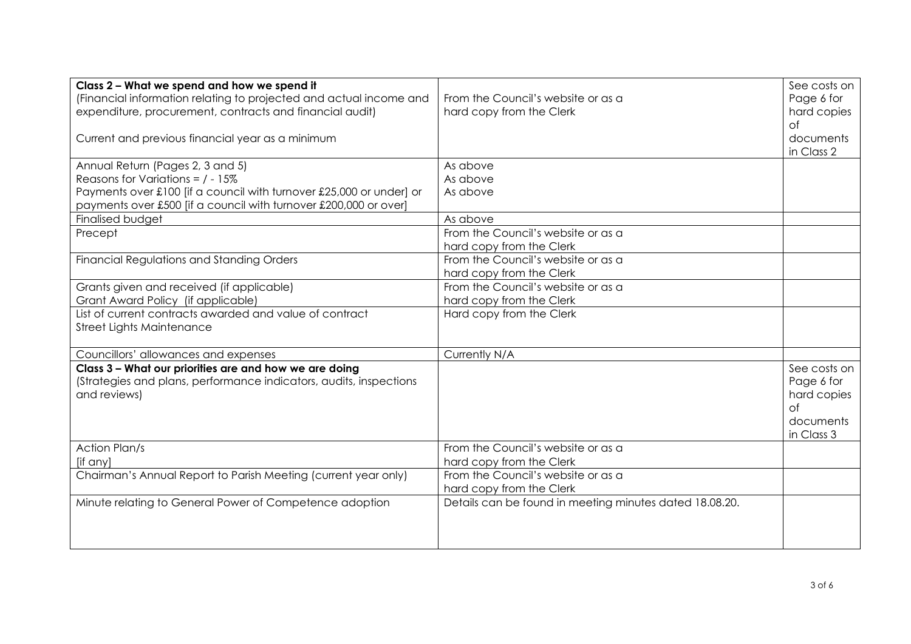| Class 2 – What we spend and how we spend it<br>(Financial information relating to projected and actual income and expenditure, procurement, contracts and financial audit)<br><br>Current and previous financial year as a minimum | From the Council's website or as a hard copy from the Clerk | See costs on Page 6 for hard copies of documents in Class 2 |
|---|---|---|
| Annual Return (Pages 2, 3 and 5)<br>Reasons for Variations = / - 15%<br>Payments over £100 [if a council with turnover £25,000 or under] or payments over £500 [if a council with turnover £200,000 or over] | As above<br>As above<br>As above | |
| Finalised budget | As above | |
| Precept | From the Council's website or as a hard copy from the Clerk | |
| Financial Regulations and Standing Orders | From the Council's website or as a hard copy from the Clerk | |
| Grants given and received (if applicable)<br>Grant Award Policy (if applicable) | From the Council's website or as a hard copy from the Clerk | |
| List of current contracts awarded and value of contract<br>Street Lights Maintenance | Hard copy from the Clerk | |
| Councillors' allowances and expenses | Currently N/A | |
| **Class 3 – What our priorities are and how we are doing**<br>(Strategies and plans, performance indicators, audits, inspections and reviews) | | See costs on Page 6 for hard copies of documents in Class 3 |
| Action Plan/s<br>[if any] | From the Council's website or as a hard copy from the Clerk | |
| Chairman's Annual Report to Parish Meeting (current year only) | From the Council's website or as a hard copy from the Clerk | |
| Minute relating to General Power of Competence adoption | Details can be found in meeting minutes dated 18.08.20. | |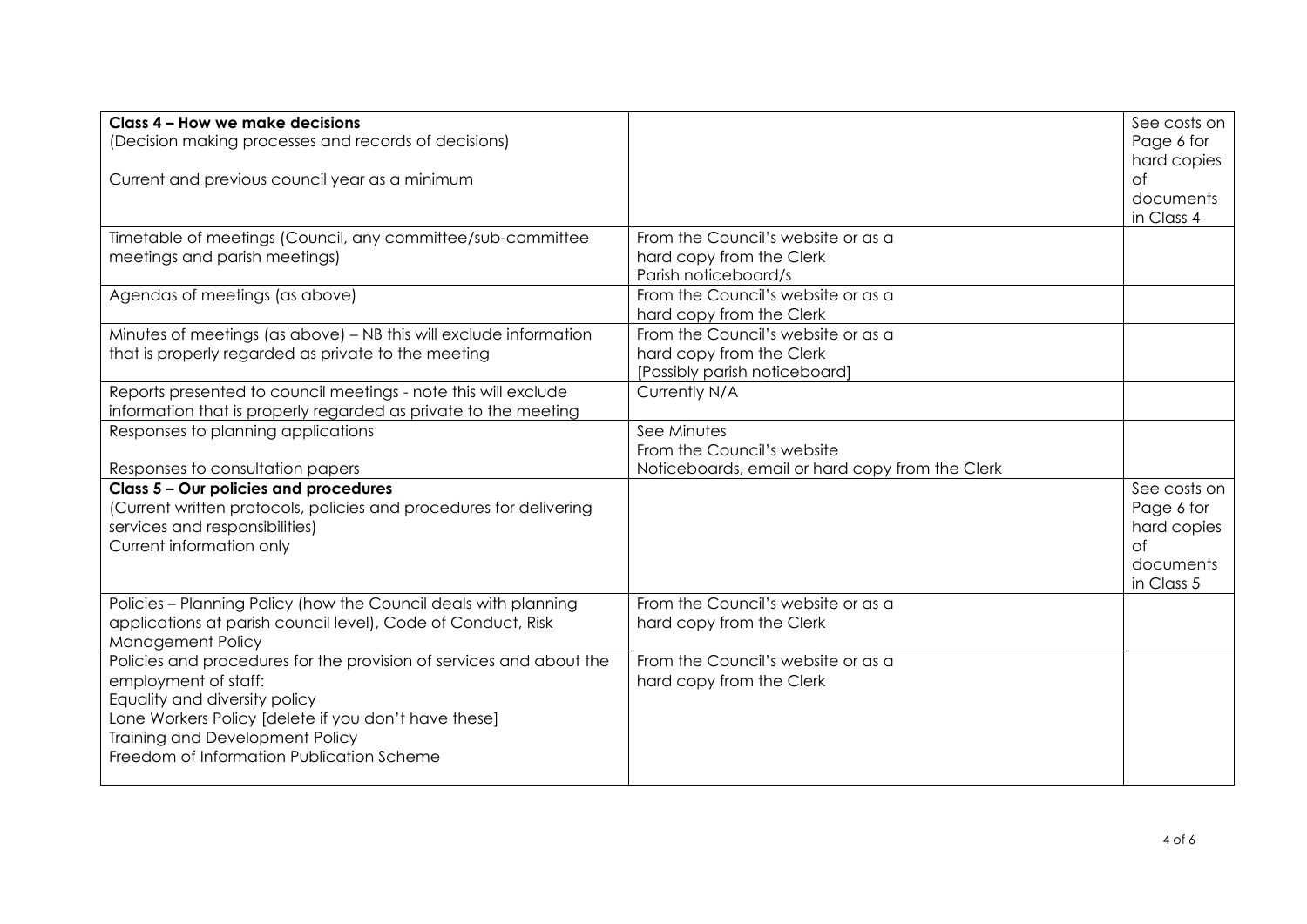| | | |
|---|---|---|
| **Class 4 – How we make decisions**<br>(Decision making processes and records of decisions)<br><br>Current and previous council year as a minimum | | See costs on Page 6 for hard copies of documents in Class 4 |
| Timetable of meetings (Council, any committee/sub-committee meetings and parish meetings) | From the Council's website or as a hard copy from the Clerk<br>Parish noticeboard/s | |
| Agendas of meetings (as above) | From the Council's website or as a hard copy from the Clerk | |
| Minutes of meetings (as above) – NB this will exclude information that is properly regarded as private to the meeting | From the Council's website or as a hard copy from the Clerk<br>[Possibly parish noticeboard] | |
| Reports presented to council meetings - note this will exclude information that is properly regarded as private to the meeting | Currently N/A | |
| Responses to planning applications<br><br>Responses to consultation papers | See Minutes<br>From the Council's website<br>Noticeboards, email or hard copy from the Clerk | |
| **Class 5 – Our policies and procedures**<br>(Current written protocols, policies and procedures for delivering services and responsibilities)<br>Current information only | | See costs on Page 6 for hard copies of documents in Class 5 |
| Policies – Planning Policy (how the Council deals with planning applications at parish council level), Code of Conduct, Risk Management Policy | From the Council's website or as a hard copy from the Clerk | |
| Policies and procedures for the provision of services and about the employment of staff:<br>Equality and diversity policy<br>Lone Workers Policy [delete if you don't have these]<br>Training and Development Policy<br>Freedom of Information Publication Scheme | From the Council's website or as a hard copy from the Clerk | |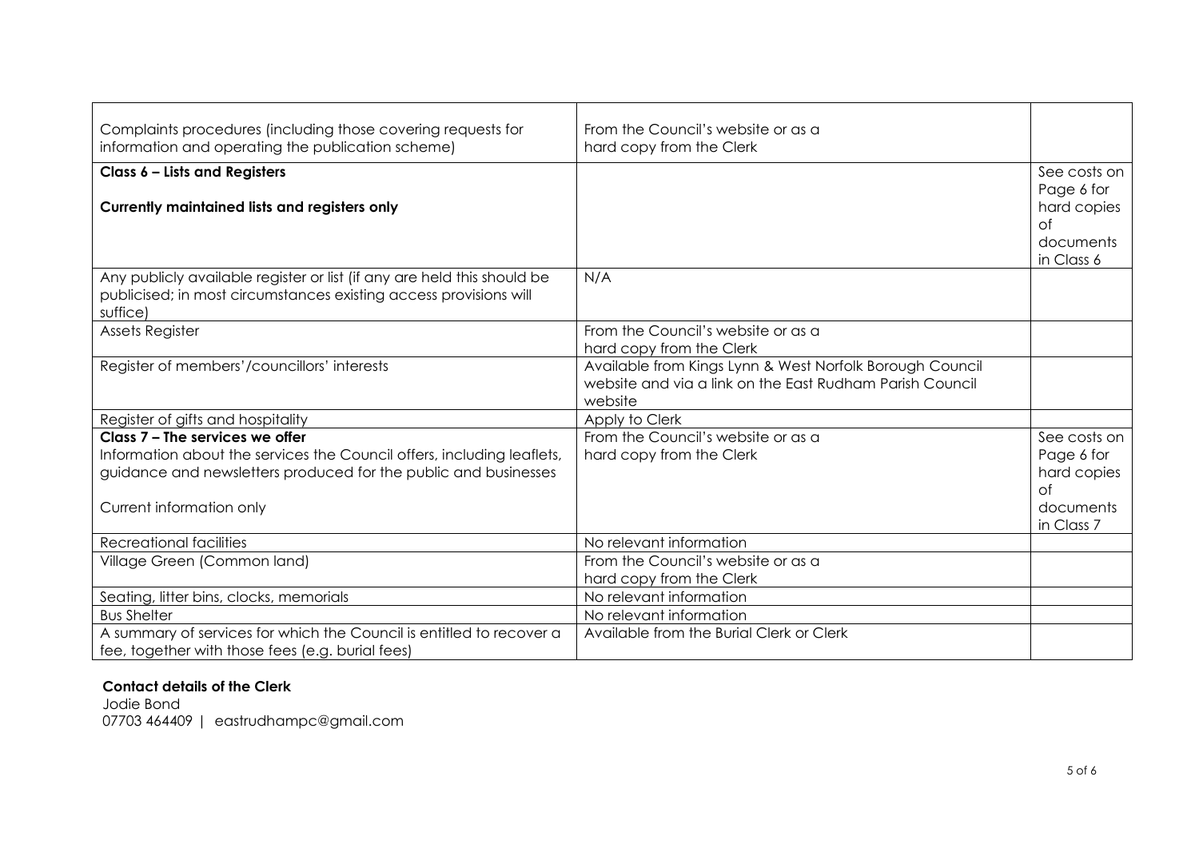| | | |
|---|---|---|
| Complaints procedures (including those covering requests for information and operating the publication scheme) | From the Council's website or as a hard copy from the Clerk | |
| **Class 6 – Lists and Registers**<br><br>**Currently maintained lists and registers only** | | See costs on Page 6 for hard copies of documents in Class 6 |
| Any publicly available register or list (if any are held this should be publicised; in most circumstances existing access provisions will suffice) | N/A | |
| Assets Register | From the Council's website or as a hard copy from the Clerk | |
| Register of members'/councillors' interests | Available from Kings Lynn & West Norfolk Borough Council website and via a link on the East Rudham Parish Council website | |
| Register of gifts and hospitality | Apply to Clerk | |
| **Class 7 – The services we offer**<br>Information about the services the Council offers, including leaflets, guidance and newsletters produced for the public and businesses<br><br>Current information only | From the Council's website or as a hard copy from the Clerk | See costs on Page 6 for hard copies of documents in Class 7 |
| Recreational facilities | No relevant information | |
| Village Green (Common land) | From the Council's website or as a hard copy from the Clerk | |
| Seating, litter bins, clocks, memorials | No relevant information | |
| Bus Shelter | No relevant information | |
| A summary of services for which the Council is entitled to recover a fee, together with those fees (e.g. burial fees) | Available from the Burial Clerk or Clerk | |

**Contact details of the Clerk**

Jodie Bond
07703 464409 | eastrudhampc@gmail.com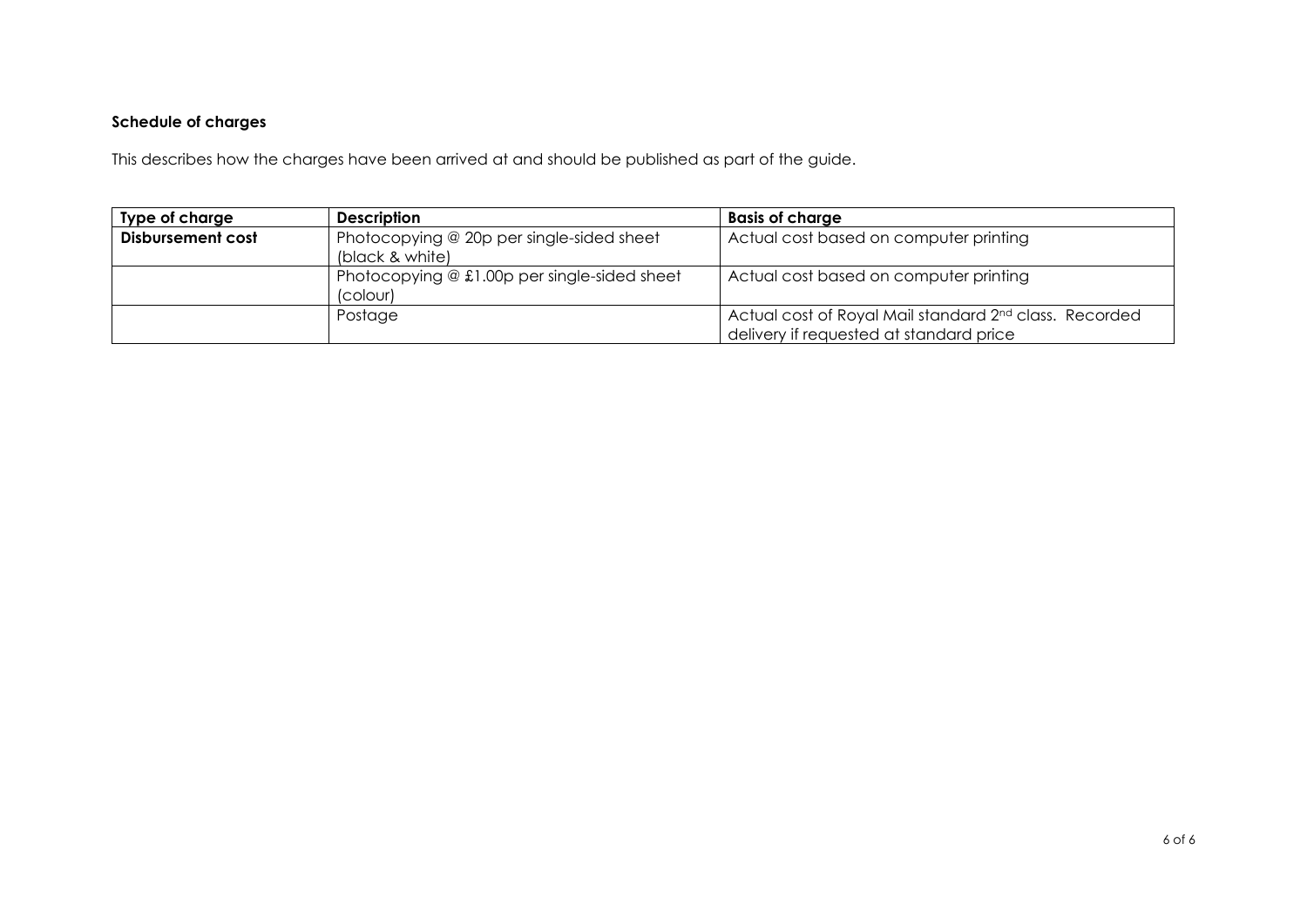**Schedule of charges**

This describes how the charges have been arrived at and should be published as part of the guide.

| Type of charge | Description | Basis of charge |
|---|---|---|
| **Disbursement cost** | Photocopying @ 20p per single-sided sheet (black & white) | Actual cost based on computer printing |
| | Photocopying @ £1.00p per single-sided sheet (colour) | Actual cost based on computer printing |
| | Postage | Actual cost of Royal Mail standard 2nd class. Recorded delivery if requested at standard price |